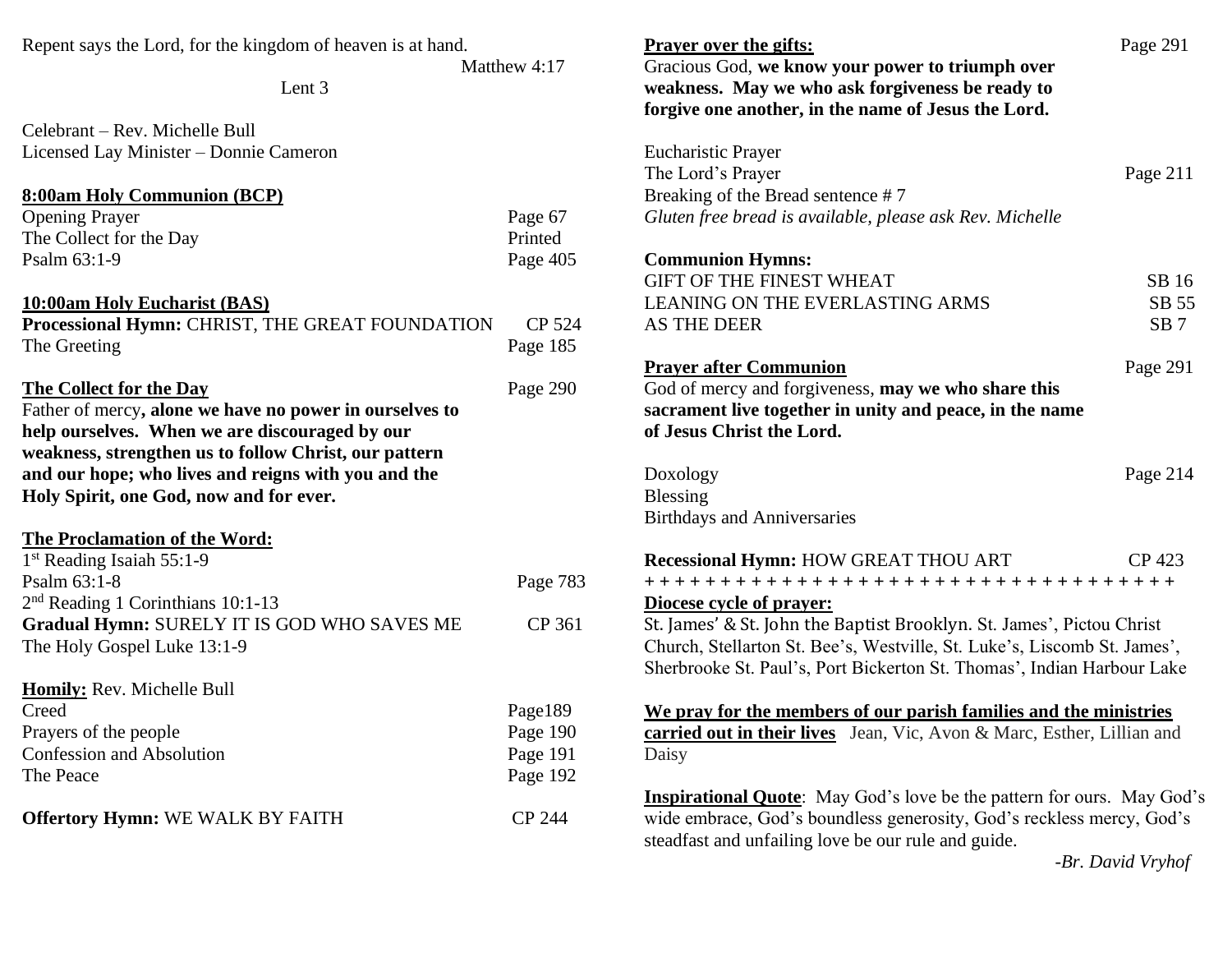Repent says the Lord, for the kingdom of heaven is at hand.
Matthew 4:17

Lent 3

Celebrant – Rev. Michelle Bull
Licensed Lay Minister – Donnie Cameron

**8:00am Holy Communion (BCP)**

Opening Prayer — Page 67
The Collect for the Day — Printed
Psalm 63:1-9 — Page 405

**10:00am Holy Eucharist (BAS)**

**Processional Hymn:** CHRIST, THE GREAT FOUNDATION — CP 524
The Greeting — Page 185

**The Collect for the Day** — Page 290

Father of mercy**, alone we have no power in ourselves to help ourselves. When we are discouraged by our weakness, strengthen us to follow Christ, our pattern and our hope; who lives and reigns with you and the Holy Spirit, one God, now and for ever.**

**The Proclamation of the Word:**

1st Reading Isaiah 55:1-9
Psalm 63:1-8 — Page 783
2nd Reading 1 Corinthians 10:1-13
**Gradual Hymn:** SURELY IT IS GOD WHO SAVES ME — CP 361
The Holy Gospel Luke 13:1-9

**Homily:** Rev. Michelle Bull
Creed — Page189
Prayers of the people — Page 190
Confession and Absolution — Page 191
The Peace — Page 192

**Offertory Hymn:** WE WALK BY FAITH — CP 244

**Prayer over the gifts:** — Page 291

Gracious God, **we know your power to triumph over weakness. May we who ask forgiveness be ready to forgive one another, in the name of Jesus the Lord.**

Eucharistic Prayer
The Lord's Prayer — Page 211
Breaking of the Bread sentence # 7
*Gluten free bread is available, please ask Rev. Michelle*

**Communion Hymns:**

GIFT OF THE FINEST WHEAT — SB 16
LEANING ON THE EVERLASTING ARMS — SB 55
AS THE DEER — SB 7

**Prayer after Communion** — Page 291

God of mercy and forgiveness, **may we who share this sacrament live together in unity and peace, in the name of Jesus Christ the Lord.**

Doxology — Page 214
Blessing
Birthdays and Anniversaries

**Recessional Hymn:** HOW GREAT THOU ART — CP 423

+ + + + + + + + + + + + + + + + + + + + + + + + + + + + + + + + + + + +

**Diocese cycle of prayer:**

St. James' & St. John the Baptist Brooklyn. St. James', Pictou Christ Church, Stellarton St. Bee's, Westville, St. Luke's, Liscomb St. James', Sherbrooke St. Paul's, Port Bickerton St. Thomas', Indian Harbour Lake

**We pray for the members of our parish families and the ministries carried out in their lives** Jean, Vic, Avon & Marc, Esther, Lillian and Daisy

**Inspirational Quote**: May God's love be the pattern for ours. May God's wide embrace, God's boundless generosity, God's reckless mercy, God's steadfast and unfailing love be our rule and guide.

*-Br. David Vryhof*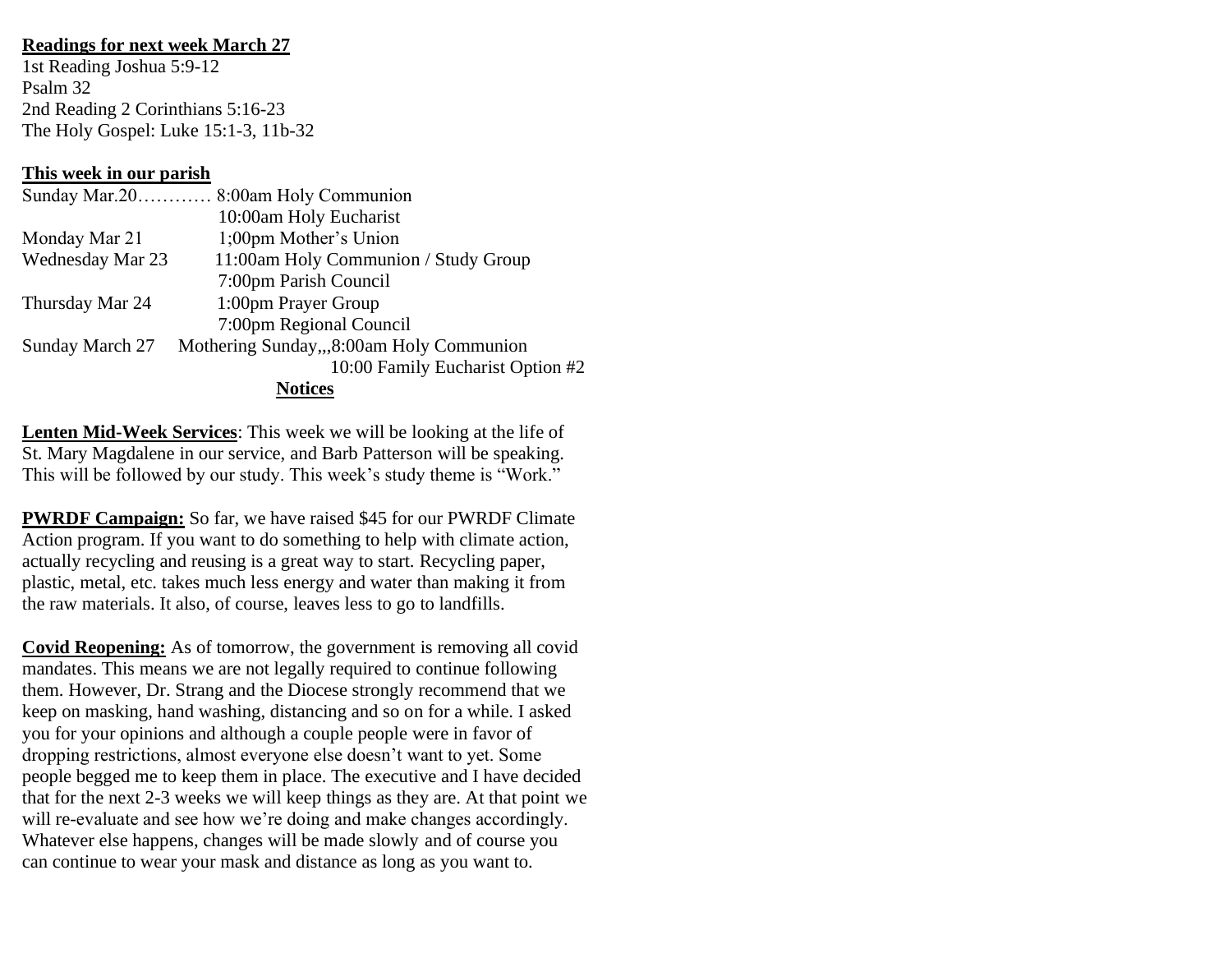**Readings for next week March 27**

1st Reading Joshua 5:9-12
Psalm 32
2nd Reading 2 Corinthians 5:16-23
The Holy Gospel: Luke 15:1-3, 11b-32

**This week in our parish**

Sunday Mar.20………… 8:00am Holy Communion
10:00am Holy Eucharist
Monday Mar 21 1;00pm Mother's Union
Wednesday Mar 23 11:00am Holy Communion / Study Group
7:00pm Parish Council
Thursday Mar 24 1:00pm Prayer Group
7:00pm Regional Council
Sunday March 27 Mothering Sunday,,,8:00am Holy Communion
10:00 Family Eucharist Option #2

**Notices**

**Lenten Mid-Week Services**: This week we will be looking at the life of St. Mary Magdalene in our service, and Barb Patterson will be speaking. This will be followed by our study. This week's study theme is "Work."

**PWRDF Campaign:** So far, we have raised $45 for our PWRDF Climate Action program. If you want to do something to help with climate action, actually recycling and reusing is a great way to start. Recycling paper, plastic, metal, etc. takes much less energy and water than making it from the raw materials. It also, of course, leaves less to go to landfills.

**Covid Reopening:** As of tomorrow, the government is removing all covid mandates. This means we are not legally required to continue following them. However, Dr. Strang and the Diocese strongly recommend that we keep on masking, hand washing, distancing and so on for a while. I asked you for your opinions and although a couple people were in favor of dropping restrictions, almost everyone else doesn't want to yet. Some people begged me to keep them in place. The executive and I have decided that for the next 2-3 weeks we will keep things as they are. At that point we will re-evaluate and see how we're doing and make changes accordingly. Whatever else happens, changes will be made slowly and of course you can continue to wear your mask and distance as long as you want to.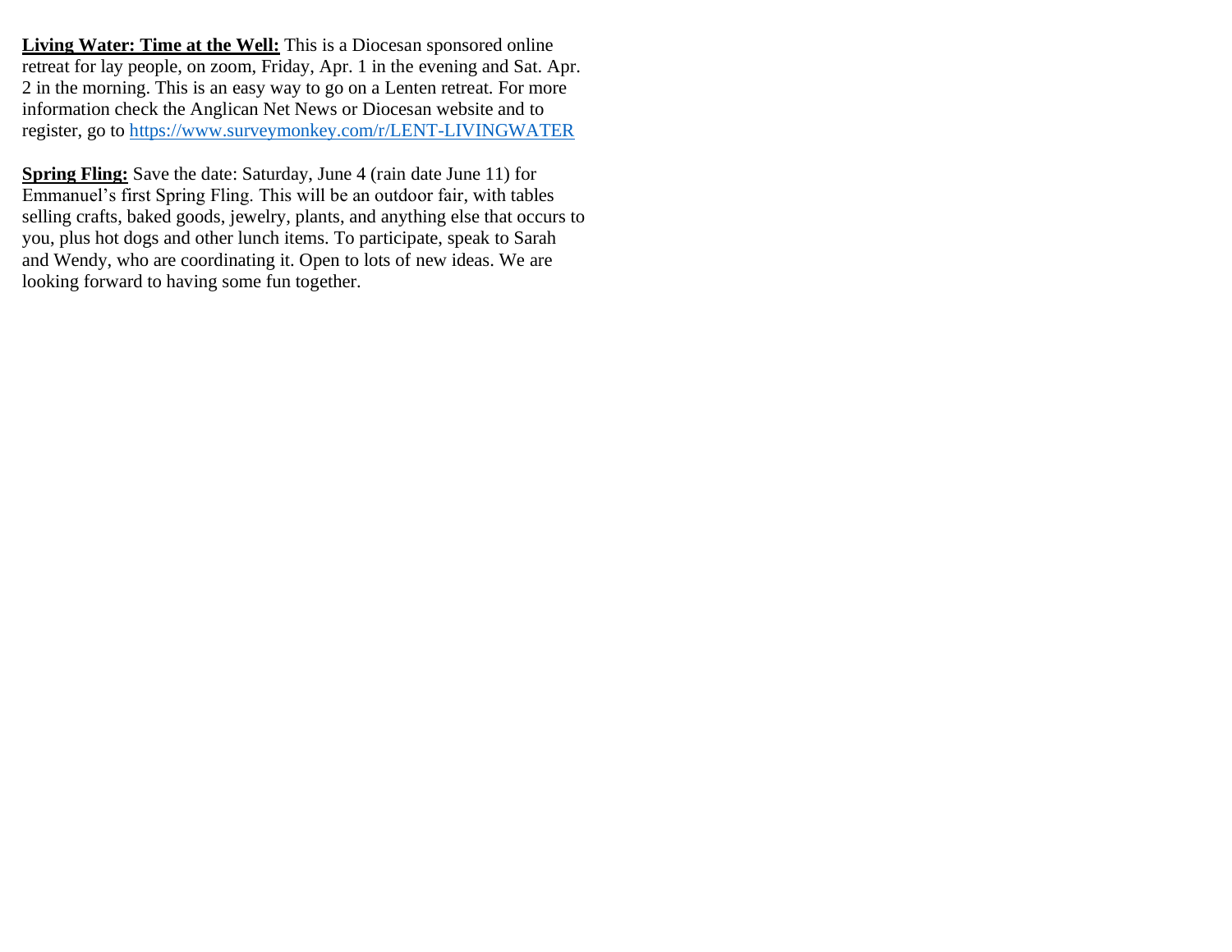**Living Water: Time at the Well:** This is a Diocesan sponsored online retreat for lay people, on zoom, Friday, Apr. 1 in the evening and Sat. Apr. 2 in the morning. This is an easy way to go on a Lenten retreat. For more information check the Anglican Net News or Diocesan website and to register, go to https://www.surveymonkey.com/r/LENT-LIVINGWATER

**Spring Fling:** Save the date: Saturday, June 4 (rain date June 11) for Emmanuel's first Spring Fling. This will be an outdoor fair, with tables selling crafts, baked goods, jewelry, plants, and anything else that occurs to you, plus hot dogs and other lunch items. To participate, speak to Sarah and Wendy, who are coordinating it. Open to lots of new ideas. We are looking forward to having some fun together.